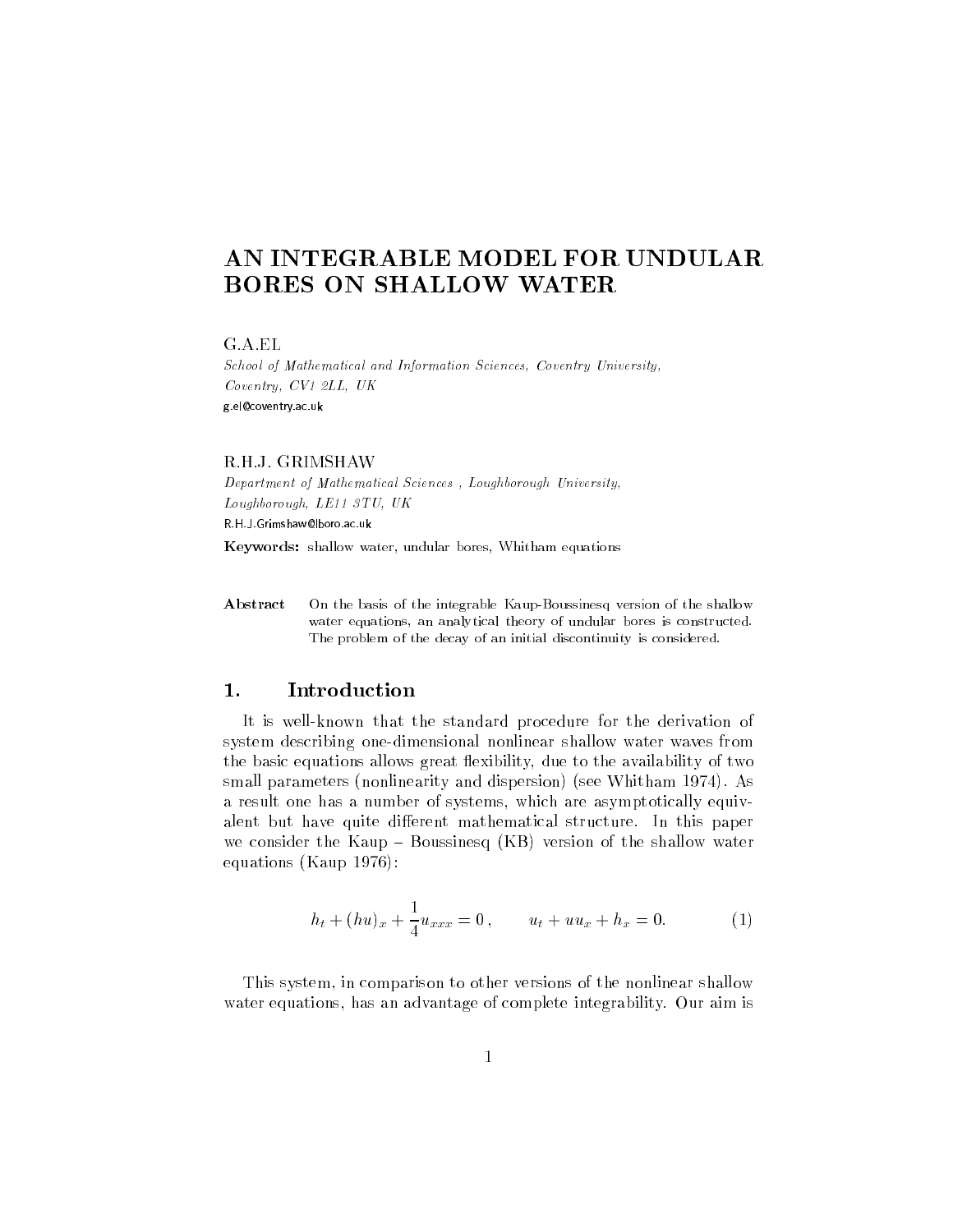# AN INTEGRABLE MODEL FOR UNDULAR BORES ON SHALLOW WATER

G.A.EL

*School of Mathematical and Information Sciences, Coventry University, Coventry, CV1 2LL, UK*

g.el@coventry.ac.uk

R.H.J. GRIMSHAW

*Department of Mathematical Sciences , Loughborough University, Loughborough, LE11 3TU, UK*

R.H.J.Grimshaw@lboro.ac.uk

**Keywords:** shallow water, undular bores, Whitham equations

**Abstract** On the basis of the integrable Kaup-Boussinesq version of the shallow water equations, an analytical theory of undular bores is constructed. The problem of the decay of an initial discontinuity is considered.

## 1. Introduction

It is well-known that the standard procedure for the derivation of system describing one-dimensional nonlinear shallow water waves from the basic equations allows great flexibility, due to the availability of two small parameters (nonlinearity and dispersion) (see Whitham 1974). As a result one has a number of systems, which are asymptotically equivalent but have quite different mathematical structure. In this paper we consider the Kaup – Boussinesq (KB) version of the shallow water equations (Kaup 1976):

$$h_t + (hu)_x + \frac{1}{4}u_{xxx} = 0\,, \qquad u_t + uu_x + h_x = 0. \tag{1}$$

This system, in comparison to other versions of the nonlinear shallow water equations, has an advantage of complete integrability. Our aim is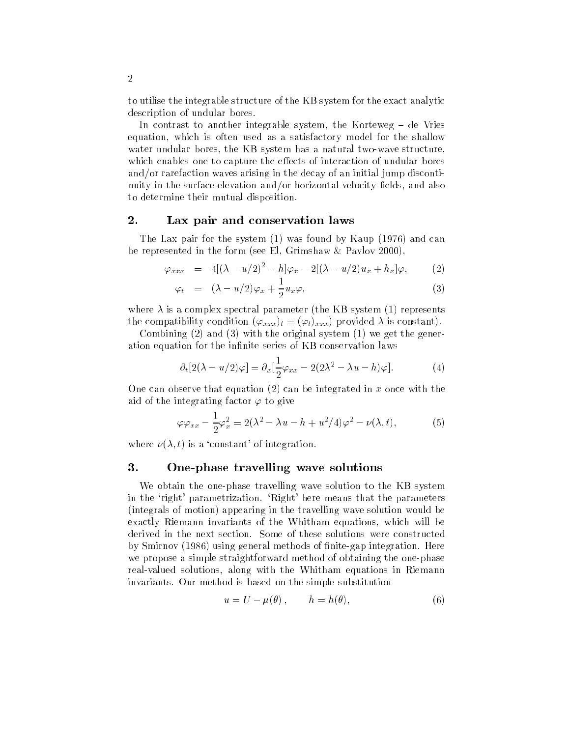to utilise the integrable structure of the KB system for the exact analytic description of undular bores.

In contrast to another integrable system, the Korteweg – de Vries equation, which is often used as a satisfactory model for the shallow water undular bores, the KB system has a natural two-wave structure, which enables one to capture the effects of interaction of undular bores and/or rarefaction waves arising in the decay of an initial jump discontinuity in the surface elevation and/or horizontal velocity fields, and also to determine their mutual disposition.

## 2. Lax pair and conservation laws

The Lax pair for the system (1) was found by Kaup (1976) and can be represented in the form (see El, Grimshaw & Pavlov 2000),

$$\varphi_{xxx} = 4[(\lambda - u/2)^2 - h]\varphi_x - 2[(\lambda - u/2)u_x + h_x]\varphi, \tag{2}$$

$$\varphi_t = (\lambda - u/2)\varphi_x + \frac{1}{2}u_x\varphi, \tag{3}$$

where $\lambda$ is a complex spectral parameter (the KB system (1) represents the compatibility condition $(\varphi_{xxx})_t = (\varphi_t)_{xxx}$) provided $\lambda$ is constant).

Combining (2) and (3) with the original system (1) we get the generation equation for the infinite series of KB conservation laws

$$\partial_t[2(\lambda - u/2)\varphi] = \partial_x[\frac{1}{2}\varphi_{xx} - 2(2\lambda^2 - \lambda u - h)\varphi]. \tag{4}$$

One can observe that equation (2) can be integrated in $x$ once with the aid of the integrating factor $\varphi$ to give

$$\varphi\varphi_{xx} - \frac{1}{2}\varphi_x^2 = 2(\lambda^2 - \lambda u - h + u^2/4)\varphi^2 - \nu(\lambda, t), \tag{5}$$

where $\nu(\lambda, t)$ is a 'constant' of integration.

## 3. One-phase travelling wave solutions

We obtain the one-phase travelling wave solution to the KB system in the 'right' parametrization. 'Right' here means that the parameters (integrals of motion) appearing in the travelling wave solution would be exactly Riemann invariants of the Whitham equations, which will be derived in the next section. Some of these solutions were constructed by Smirnov (1986) using general methods of finite-gap integration. Here we propose a simple straightforward method of obtaining the one-phase real-valued solutions, along with the Whitham equations in Riemann invariants. Our method is based on the simple substitution

$$u = U - \mu(\theta), \qquad h = h(\theta), \tag{6}$$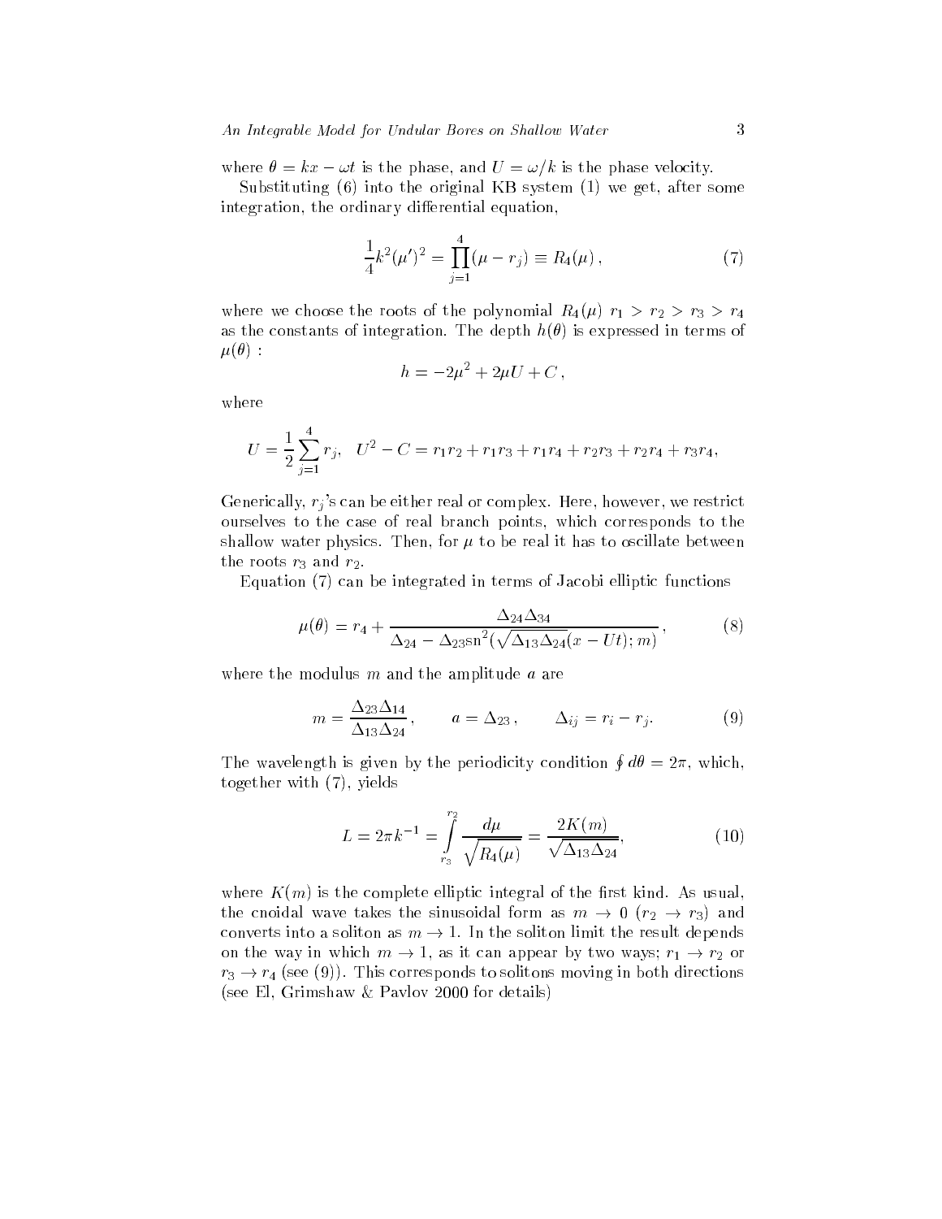where $\theta = kx - \omega t$ is the phase, and $U = \omega/k$ is the phase velocity.

Substituting (6) into the original KB system (1) we get, after some integration, the ordinary differential equation,

$$\frac{1}{4}k^2(\mu')^2 = \prod_{j=1}^{4}(\mu - r_j) \equiv R_4(\mu)\,, \tag{7}$$

where we choose the roots of the polynomial $R_4(\mu)$ $r_1 > r_2 > r_3 > r_4$ as the constants of integration. The depth $h(\theta)$ is expressed in terms of $\mu(\theta)$ :

$$h = -2\mu^2 + 2\mu U + C\,,$$

where

$$U = \frac{1}{2}\sum_{j=1}^{4} r_j, \quad U^2 - C = r_1 r_2 + r_1 r_3 + r_1 r_4 + r_2 r_3 + r_2 r_4 + r_3 r_4,$$

Generically, $r_j$'s can be either real or complex. Here, however, we restrict ourselves to the case of real branch points, which corresponds to the shallow water physics. Then, for $\mu$ to be real it has to oscillate between the roots $r_3$ and $r_2$.

Equation (7) can be integrated in terms of Jacobi elliptic functions

$$\mu(\theta) = r_4 + \frac{\Delta_{24}\Delta_{34}}{\Delta_{24} - \Delta_{23}\mathrm{sn}^2(\sqrt{\Delta_{13}\Delta_{24}}(x - Ut); m)}\,, \tag{8}$$

where the modulus $m$ and the amplitude $a$ are

$$m = \frac{\Delta_{23}\Delta_{14}}{\Delta_{13}\Delta_{24}}\,, \qquad a = \Delta_{23}\,, \qquad \Delta_{ij} = r_i - r_j. \tag{9}$$

The wavelength is given by the periodicity condition $\oint d\theta = 2\pi$, which, together with (7), yields

$$L = 2\pi k^{-1} = \int_{r_3}^{r_2} \frac{d\mu}{\sqrt{R_4(\mu)}} = \frac{2K(m)}{\sqrt{\Delta_{13}\Delta_{24}}}, \tag{10}$$

where $K(m)$ is the complete elliptic integral of the first kind. As usual, the cnoidal wave takes the sinusoidal form as $m \to 0$ ($r_2 \to r_3$) and converts into a soliton as $m \to 1$. In the soliton limit the result depends on the way in which $m \to 1$, as it can appear by two ways; $r_1 \to r_2$ or $r_3 \to r_4$ (see (9)). This corresponds to solitons moving in both directions (see El, Grimshaw & Pavlov 2000 for details)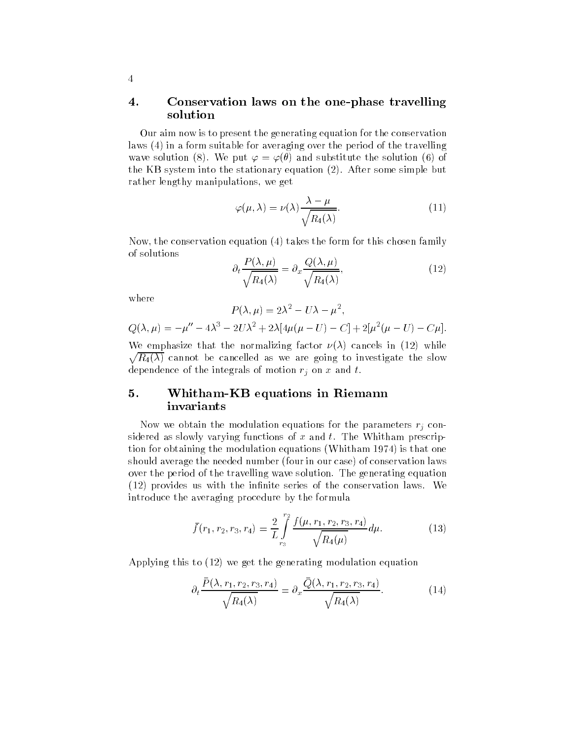## 4. Conservation laws on the one-phase travelling solution

Our aim now is to present the generating equation for the conservation laws (4) in a form suitable for averaging over the period of the travelling wave solution (8). We put $\varphi = \varphi(\theta)$ and substitute the solution (6) of the KB system into the stationary equation (2). After some simple but rather lengthy manipulations, we get

$$\varphi(\mu, \lambda) = \nu(\lambda) \frac{\lambda - \mu}{\sqrt{R_4(\lambda)}}. \tag{11}$$

Now, the conservation equation (4) takes the form for this chosen family of solutions

$$\partial_t \frac{P(\lambda, \mu)}{\sqrt{R_4(\lambda)}} = \partial_x \frac{Q(\lambda, \mu)}{\sqrt{R_4(\lambda)}}, \tag{12}$$

where

$$P(\lambda, \mu) = 2\lambda^2 - U\lambda - \mu^2,$$

$$Q(\lambda, \mu) = -\mu'' - 4\lambda^3 - 2U\lambda^2 + 2\lambda[4\mu(\mu - U) - C] + 2[\mu^2(\mu - U) - C\mu].$$

We emphasize that the normalizing factor $\nu(\lambda)$ cancels in (12) while $\sqrt{R_4(\lambda)}$ cannot be cancelled as we are going to investigate the slow dependence of the integrals of motion $r_j$ on $x$ and $t$.

## 5. Whitham-KB equations in Riemann invariants

Now we obtain the modulation equations for the parameters $r_j$ considered as slowly varying functions of $x$ and $t$. The Whitham prescription for obtaining the modulation equations (Whitham 1974) is that one should average the needed number (four in our case) of conservation laws over the period of the travelling wave solution. The generating equation (12) provides us with the infinite series of the conservation laws. We introduce the averaging procedure by the formula

$$\bar{f}(r_1, r_2, r_3, r_4) = \frac{2}{L} \int_{r_3}^{r_2} \frac{f(\mu, r_1, r_2, r_3, r_4)}{\sqrt{R_4(\mu)}} d\mu. \tag{13}$$

Applying this to (12) we get the generating modulation equation

$$\partial_t \frac{\bar{P}(\lambda, r_1, r_2, r_3, r_4)}{\sqrt{R_4(\lambda)}} = \partial_x \frac{\bar{Q}(\lambda, r_1, r_2, r_3, r_4)}{\sqrt{R_4(\lambda)}}. \tag{14}$$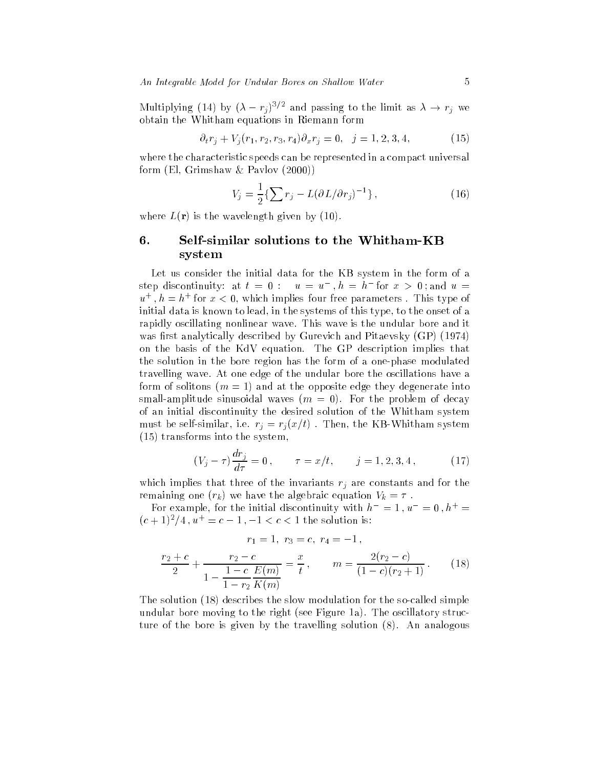Multiplying (14) by $(\lambda - r_j)^{3/2}$ and passing to the limit as $\lambda \to r_j$ we obtain the Whitham equations in Riemann form

$$\partial_t r_j + V_j(r_1, r_2, r_3, r_4)\partial_x r_j = 0, \quad j = 1, 2, 3, 4, \tag{15}$$

where the characteristic speeds can be represented in a compact universal form (El, Grimshaw & Pavlov (2000))

$$V_j = \frac{1}{2}\{\sum r_j - L(\partial L/\partial r_j)^{-1}\}, \tag{16}$$

where $L(\mathbf{r})$ is the wavelength given by (10).

## 6. Self-similar solutions to the Whitham-KB system

Let us consider the initial data for the KB system in the form of a step discontinuity: at $t = 0$ : $u = u^-$, $h = h^-$ for $x > 0$; and $u = u^+$, $h = h^+$ for $x < 0$, which implies four free parameters . This type of initial data is known to lead, in the systems of this type, to the onset of a rapidly oscillating nonlinear wave. This wave is the undular bore and it was first analytically described by Gurevich and Pitaevsky (GP) (1974) on the basis of the KdV equation. The GP description implies that the solution in the bore region has the form of a one-phase modulated travelling wave. At one edge of the undular bore the oscillations have a form of solitons ($m = 1$) and at the opposite edge they degenerate into small-amplitude sinusoidal waves ($m = 0$). For the problem of decay of an initial discontinuity the desired solution of the Whitham system must be self-similar, i.e. $r_j = r_j(x/t)$ . Then, the KB-Whitham system (15) transforms into the system,

$$(V_j - \tau)\frac{dr_j}{d\tau} = 0, \qquad \tau = x/t, \qquad j = 1, 2, 3, 4, \tag{17}$$

which implies that three of the invariants $r_j$ are constants and for the remaining one ($r_k$) we have the algebraic equation $V_k = \tau$ .

For example, for the initial discontinuity with $h^- = 1$, $u^- = 0$, $h^+ = (c+1)^2/4$, $u^+ = c - 1$, $-1 < c < 1$ the solution is:

$$r_1 = 1, \; r_3 = c, \; r_4 = -1,$$

$$\frac{r_2 + c}{2} + \frac{r_2 - c}{1 - \dfrac{1-c}{1-r_2}\dfrac{E(m)}{K(m)}} = \frac{x}{t}, \qquad m = \frac{2(r_2 - c)}{(1-c)(r_2+1)}. \tag{18}$$

The solution (18) describes the slow modulation for the so-called simple undular bore moving to the right (see Figure 1a). The oscillatory structure of the bore is given by the travelling solution (8). An analogous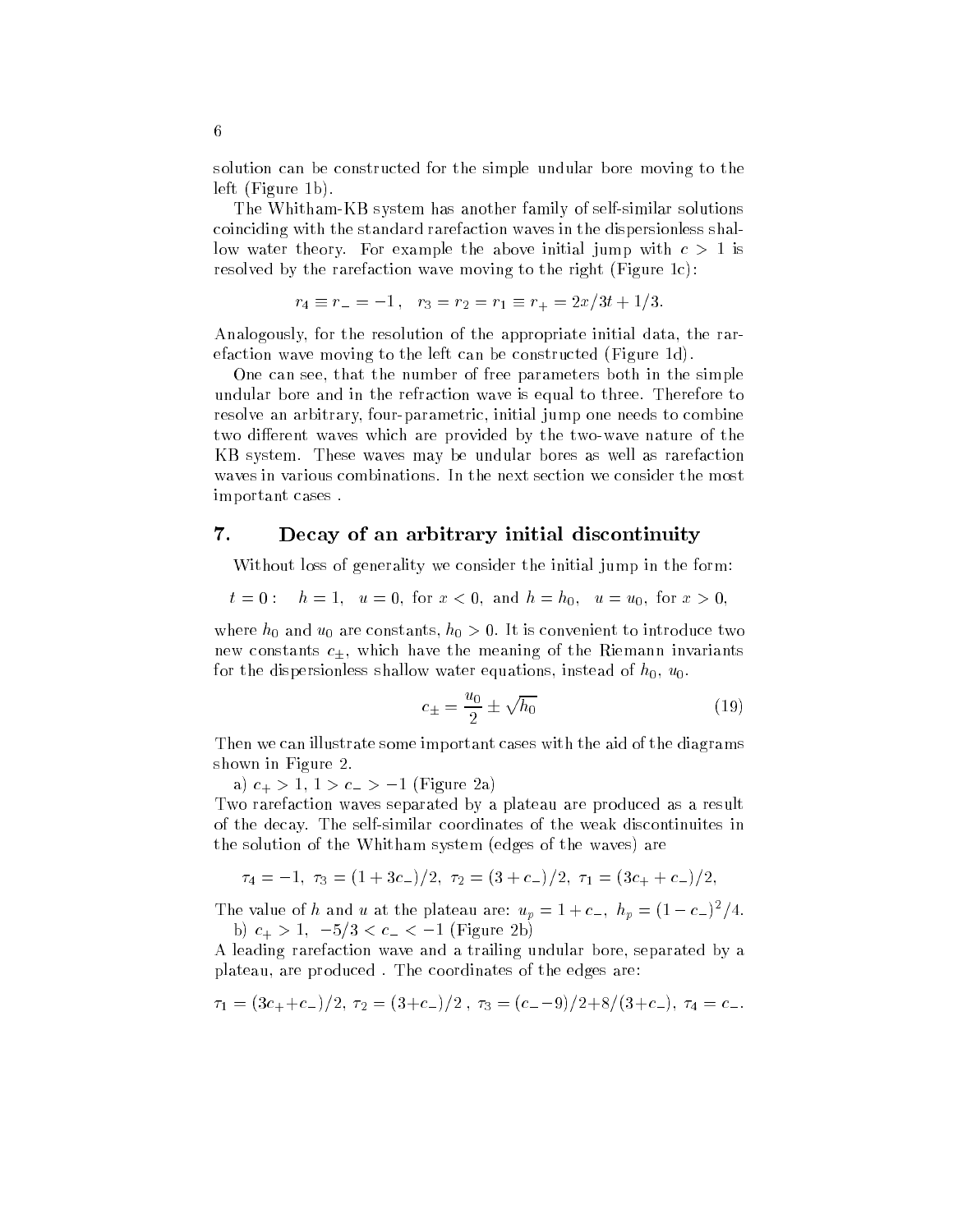solution can be constructed for the simple undular bore moving to the left (Figure 1b).

The Whitham-KB system has another family of self-similar solutions coinciding with the standard rarefaction waves in the dispersionless shallow water theory. For example the above initial jump with $c > 1$ is resolved by the rarefaction wave moving to the right (Figure 1c):

$$r_4 \equiv r_- = -1\,, \quad r_3 = r_2 = r_1 \equiv r_+ = 2x/3t + 1/3.$$

Analogously, for the resolution of the appropriate initial data, the rarefaction wave moving to the left can be constructed (Figure 1d).

One can see, that the number of free parameters both in the simple undular bore and in the refraction wave is equal to three. Therefore to resolve an arbitrary, four-parametric, initial jump one needs to combine two different waves which are provided by the two-wave nature of the KB system. These waves may be undular bores as well as rarefaction waves in various combinations. In the next section we consider the most important cases .

## 7. Decay of an arbitrary initial discontinuity

Without loss of generality we consider the initial jump in the form:

$$t = 0: \quad h = 1, \quad u = 0, \text{ for } x < 0, \text{ and } h = h_0, \quad u = u_0, \text{ for } x > 0,$$

where $h_0$ and $u_0$ are constants, $h_0 > 0$. It is convenient to introduce two new constants $c_\pm$, which have the meaning of the Riemann invariants for the dispersionless shallow water equations, instead of $h_0$, $u_0$.

$$c_\pm = \frac{u_0}{2} \pm \sqrt{h_0} \tag{19}$$

Then we can illustrate some important cases with the aid of the diagrams shown in Figure 2.

a) $c_+ > 1$, $1 > c_- > -1$ (Figure 2a)

Two rarefaction waves separated by a plateau are produced as a result of the decay. The self-similar coordinates of the weak discontinuites in the solution of the Whitham system (edges of the waves) are

$$\tau_4 = -1, \ \tau_3 = (1 + 3c_-)/2, \ \tau_2 = (3 + c_-)/2, \ \tau_1 = (3c_+ + c_-)/2,$$

The value of $h$ and $u$ at the plateau are: $u_p = 1 + c_-$, $h_p = (1 - c_-)^2/4$.

b) $c_+ > 1$, $-5/3 < c_- < -1$ (Figure 2b)

A leading rarefaction wave and a trailing undular bore, separated by a plateau, are produced . The coordinates of the edges are:

$$\tau_1 = (3c_+ + c_-)/2, \ \tau_2 = (3 + c_-)/2\,, \ \tau_3 = (c_- - 9)/2 + 8/(3 + c_-), \ \tau_4 = c_-.$$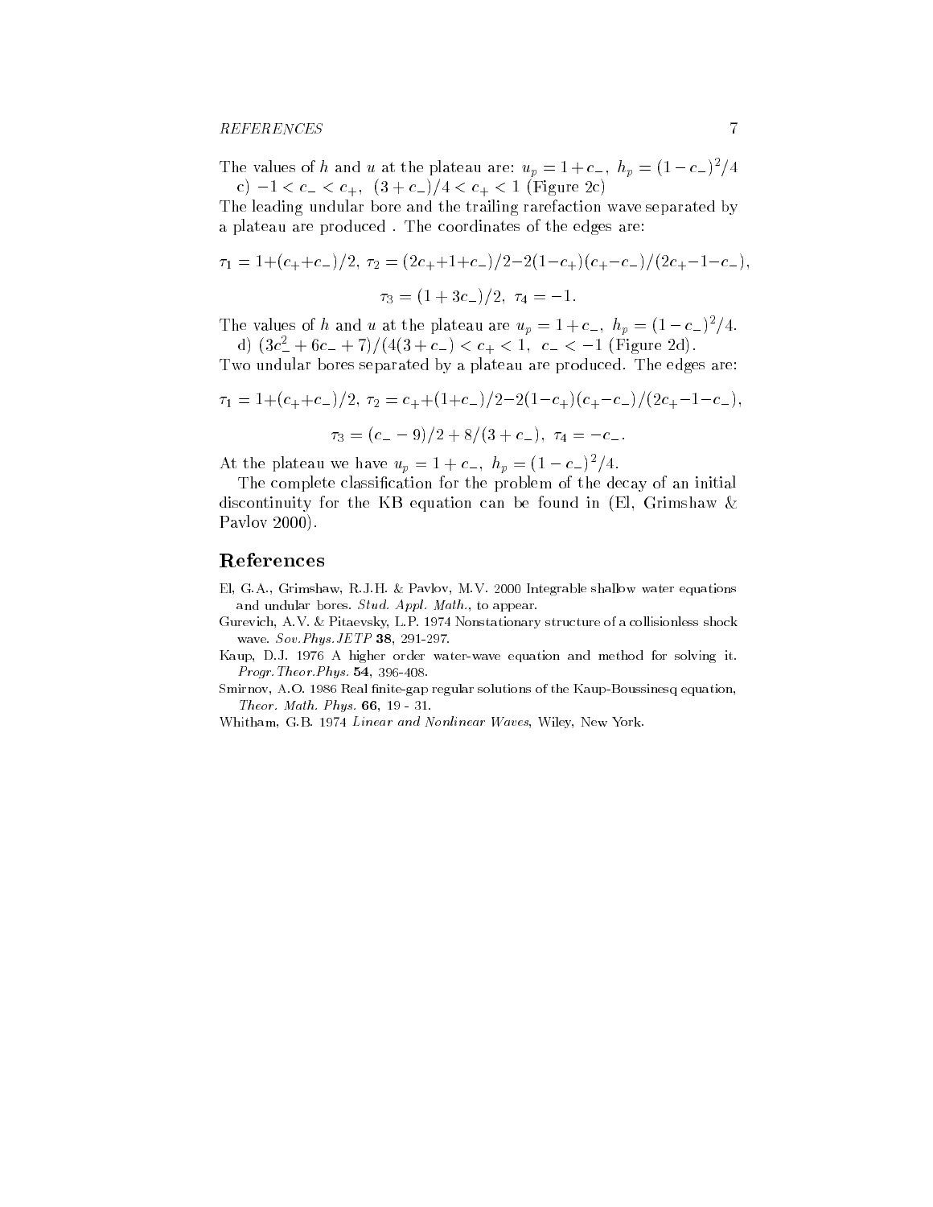The values of $h$ and $u$ at the plateau are: $u_p = 1 + c_-$, $h_p = (1 - c_-)^2/4$

c) $-1 < c_- < c_+$, $(3 + c_-)/4 < c_+ < 1$ (Figure 2c)

The leading undular bore and the trailing rarefaction wave separated by a plateau are produced . The coordinates of the edges are:

$$\tau_1 = 1+(c_+ + c_-)/2,\ \tau_2 = (2c_+ + 1 + c_-)/2 - 2(1-c_+)(c_+ - c_-)/(2c_+ - 1 - c_-),$$

$$\tau_3 = (1 + 3c_-)/2,\ \tau_4 = -1.$$

The values of $h$ and $u$ at the plateau are $u_p = 1 + c_-$, $h_p = (1 - c_-)^2/4$.

d) $(3c_-^2 + 6c_- + 7)/(4(3 + c_-) < c_+ < 1$, $c_- < -1$ (Figure 2d).

Two undular bores separated by a plateau are produced. The edges are:

$$\tau_1 = 1+(c_+ + c_-)/2,\ \tau_2 = c_+ + (1+c_-)/2 - 2(1-c_+)(c_+ - c_-)/(2c_+ - 1 - c_-),$$

$$\tau_3 = (c_- - 9)/2 + 8/(3 + c_-),\ \tau_4 = -c_-.$$

At the plateau we have $u_p = 1 + c_-$, $h_p = (1 - c_-)^2/4$.

The complete classification for the problem of the decay of an initial discontinuity for the KB equation can be found in (El, Grimshaw & Pavlov 2000).

## References

El, G.A., Grimshaw, R.J.H. & Pavlov, M.V. 2000 Integrable shallow water equations and undular bores. *Stud. Appl. Math.*, to appear.

Gurevich, A.V. & Pitaevsky, L.P. 1974 Nonstationary structure of a collisionless shock wave. *Sov.Phys.JETP* **38**, 291-297.

Kaup, D.J. 1976 A higher order water-wave equation and method for solving it. *Progr.Theor.Phys.* **54**, 396-408.

Smirnov, A.O. 1986 Real finite-gap regular solutions of the Kaup-Boussinesq equation, *Theor. Math. Phys.* **66**, 19 - 31.

Whitham, G.B. 1974 *Linear and Nonlinear Waves*, Wiley, New York.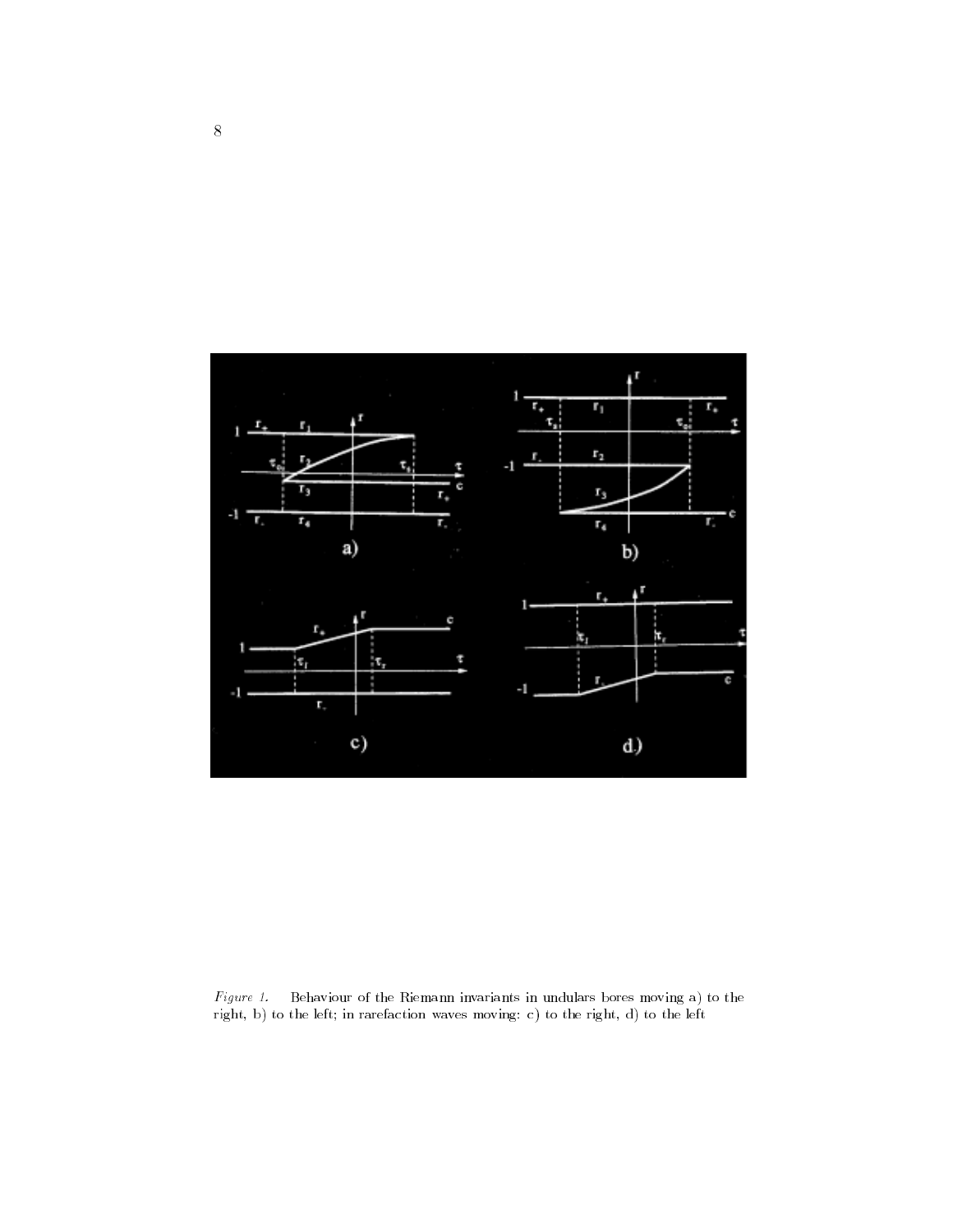*Figure 1.* Behaviour of the Riemann invariants in undulars bores moving a) to the right, b) to the left; in rarefaction waves moving: c) to the right, d) to the left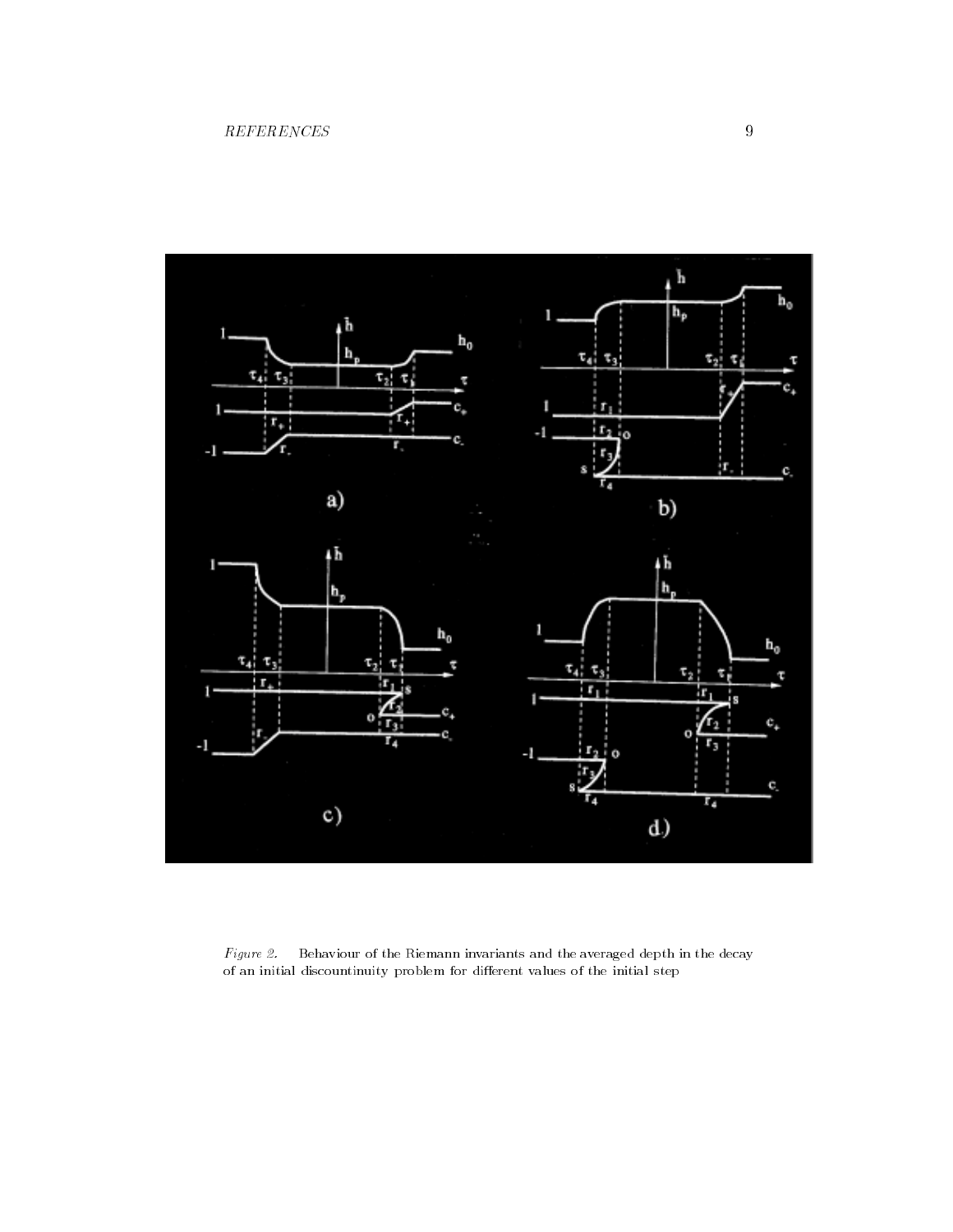a)

b)

c)

d)

*Figure 2.* Behaviour of the Riemann invariants and the averaged depth in the decay of an initial discountinuity problem for different values of the initial step